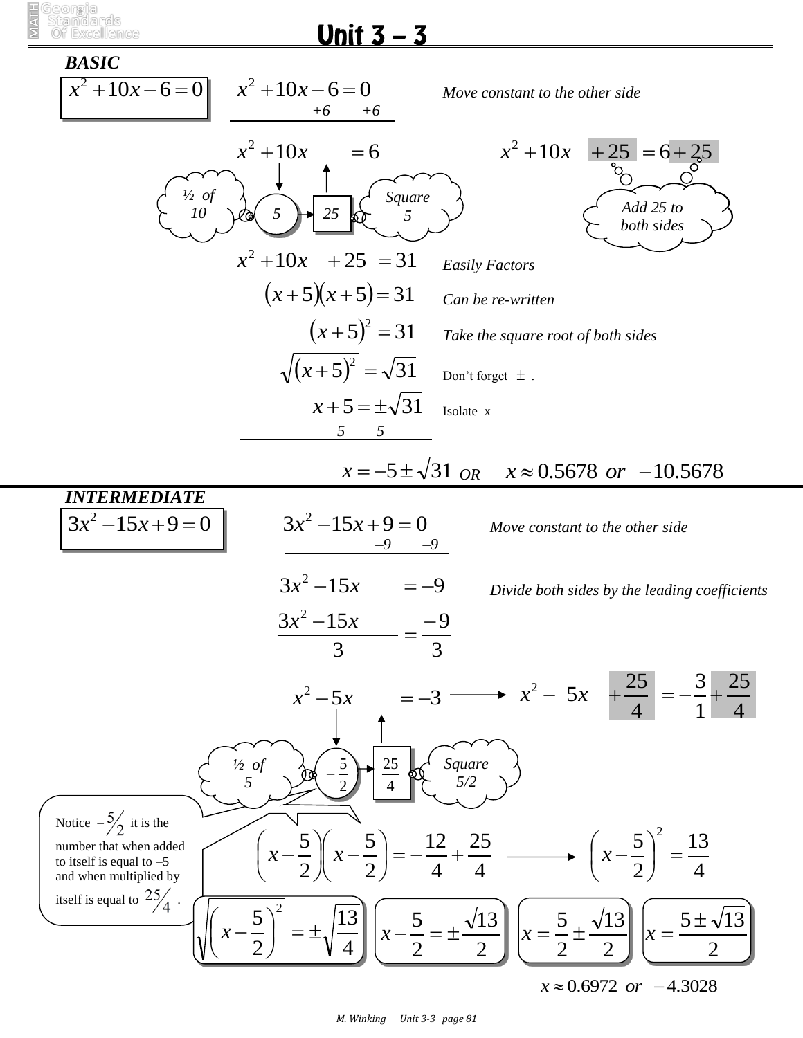# Unit 3 – 3

## BASIC

$$x^2 + 10x - 6 = 0$$

$$x^2 + 10x - 6 = 0$$
$$\quad\quad +6 \quad +6$$

*Move constant to the other side*

$$x^2 + 10x \quad = 6$$

½ of 10 → 5 → 25 ← Square 5

$$x^2 + 10x + 25 = 6 + 25$$

*Add 25 to both sides*

$$x^2 + 10x + 25 = 31$$ *Easily Factors*

$$(x+5)(x+5) = 31$$ *Can be re-written*

$$(x+5)^2 = 31$$ *Take the square root of both sides*

$$\sqrt{(x+5)^2} = \sqrt{31}$$ Don't forget $\pm$ .

$$x + 5 = \pm\sqrt{31}$$ Isolate x
$$\quad -5 \quad -5$$

$$x = -5 \pm \sqrt{31} \text{ OR } \quad x \approx 0.5678 \ or \ -10.5678$$

## INTERMEDIATE

$$3x^2 - 15x + 9 = 0$$

$$3x^2 - 15x + 9 = 0$$
$$\quad\quad -9 \quad -9$$

*Move constant to the other side*

$$3x^2 - 15x \quad = -9$$

*Divide both sides by the leading coefficients*

$$\frac{3x^2 - 15x}{3} = \frac{-9}{3}$$

$$x^2 - 5x \quad = -3 \longrightarrow x^2 - 5x + \frac{25}{4} = -\frac{3}{1} + \frac{25}{4}$$

½ of 5 → $-\frac{5}{2}$ → $\frac{25}{4}$ ← Square 5/2

Notice $-\frac{5}{2}$ it is the number that when added to itself is equal to –5 and when multiplied by itself is equal to $\frac{25}{4}$ .

$$\left(x - \frac{5}{2}\right)\left(x - \frac{5}{2}\right) = -\frac{12}{4} + \frac{25}{4} \longrightarrow \left(x - \frac{5}{2}\right)^2 = \frac{13}{4}$$

$$\sqrt{\left(x - \frac{5}{2}\right)^2} = \pm\sqrt{\frac{13}{4}} \qquad x - \frac{5}{2} = \pm\frac{\sqrt{13}}{2} \qquad x = \frac{5}{2} \pm \frac{\sqrt{13}}{2} \qquad x = \frac{5 \pm \sqrt{13}}{2}$$

$$x \approx 0.6972 \ or \ -4.3028$$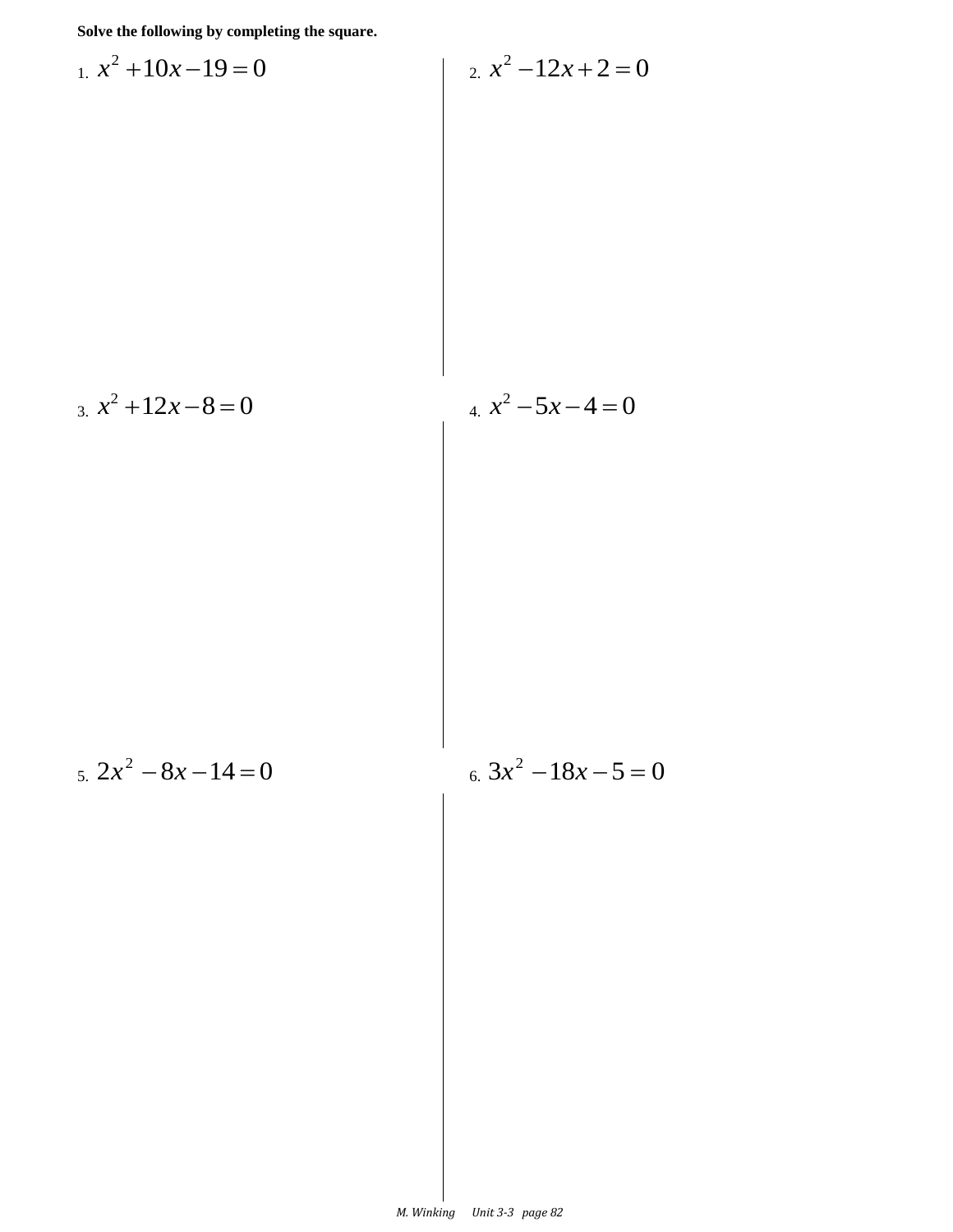**Solve the following by completing the square.**

1. $x^2 + 10x - 19 = 0$

2. $x^2 - 12x + 2 = 0$

3. $x^2 + 12x - 8 = 0$

4. $x^2 - 5x - 4 = 0$

5. $2x^2 - 8x - 14 = 0$

6. $3x^2 - 18x - 5 = 0$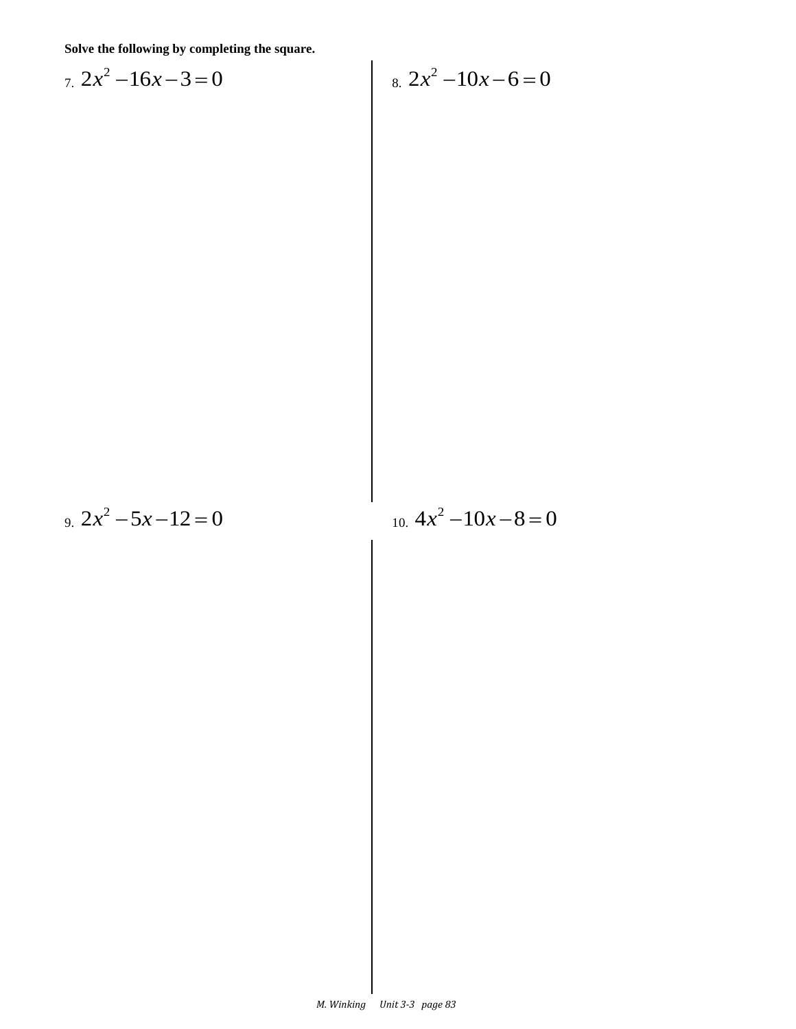**Solve the following by completing the square.**

7. $2x^2 - 16x - 3 = 0$

8. $2x^2 - 10x - 6 = 0$

9. $2x^2 - 5x - 12 = 0$

10. $4x^2 - 10x - 8 = 0$